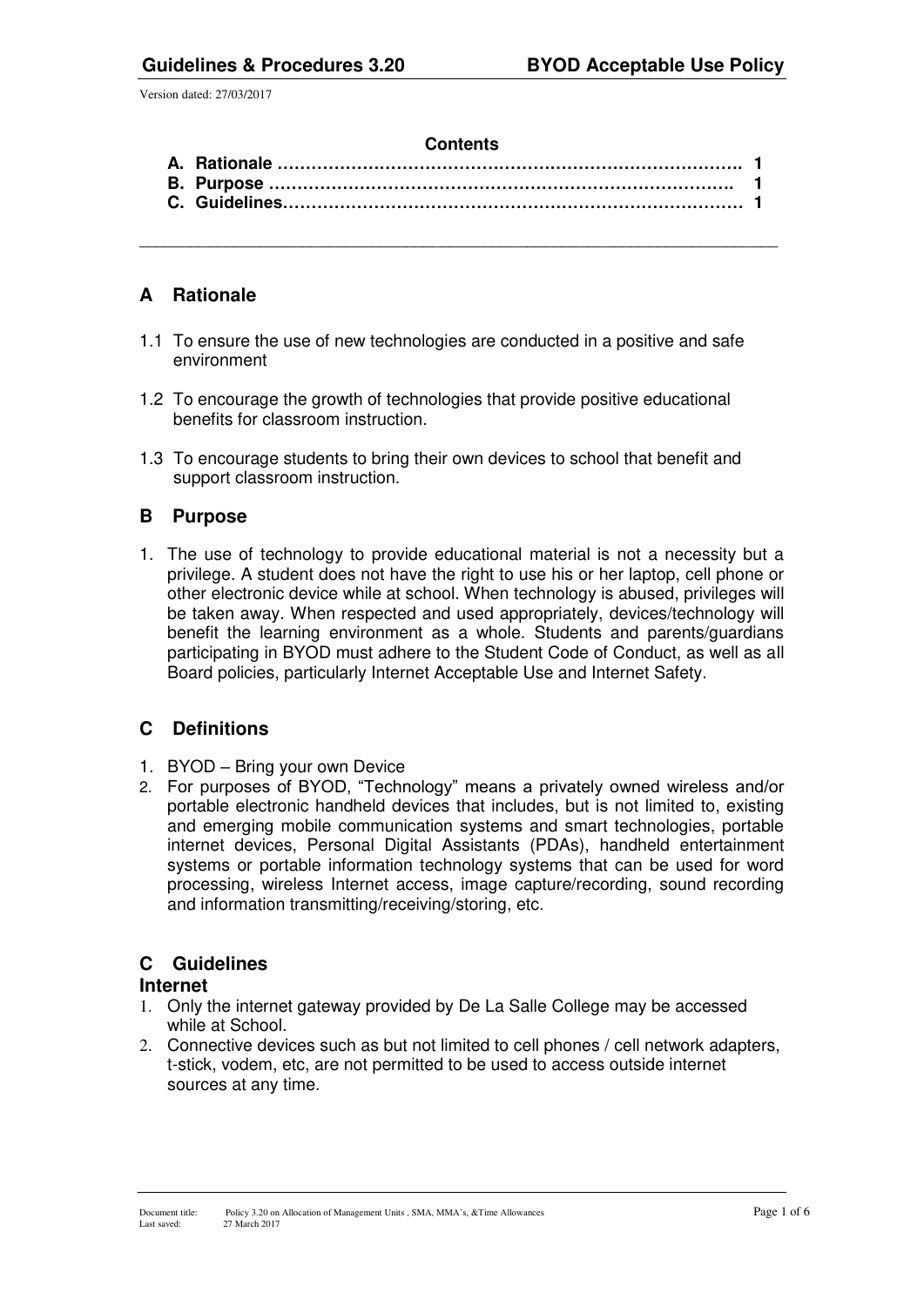Version dated: 27/03/2017

**Contents**

**A. Rationale ………………………………………………………………………. 1**
**B. Purpose ……………………………………………………………………. 1**
**C. Guidelines……………………………………………………………………… 1**

---

## A Rationale

1.1 To ensure the use of new technologies are conducted in a positive and safe environment

1.2 To encourage the growth of technologies that provide positive educational benefits for classroom instruction.

1.3 To encourage students to bring their own devices to school that benefit and support classroom instruction.

## B Purpose

1. The use of technology to provide educational material is not a necessity but a privilege. A student does not have the right to use his or her laptop, cell phone or other electronic device while at school. When technology is abused, privileges will be taken away. When respected and used appropriately, devices/technology will benefit the learning environment as a whole. Students and parents/guardians participating in BYOD must adhere to the Student Code of Conduct, as well as all Board policies, particularly Internet Acceptable Use and Internet Safety.

## C Definitions

1. BYOD – Bring your own Device
2. For purposes of BYOD, "Technology" means a privately owned wireless and/or portable electronic handheld devices that includes, but is not limited to, existing and emerging mobile communication systems and smart technologies, portable internet devices, Personal Digital Assistants (PDAs), handheld entertainment systems or portable information technology systems that can be used for word processing, wireless Internet access, image capture/recording, sound recording and information transmitting/receiving/storing, etc.

## C Guidelines

### Internet

1. Only the internet gateway provided by De La Salle College may be accessed while at School.
2. Connective devices such as but not limited to cell phones / cell network adapters, t-stick, vodem, etc, are not permitted to be used to access outside internet sources at any time.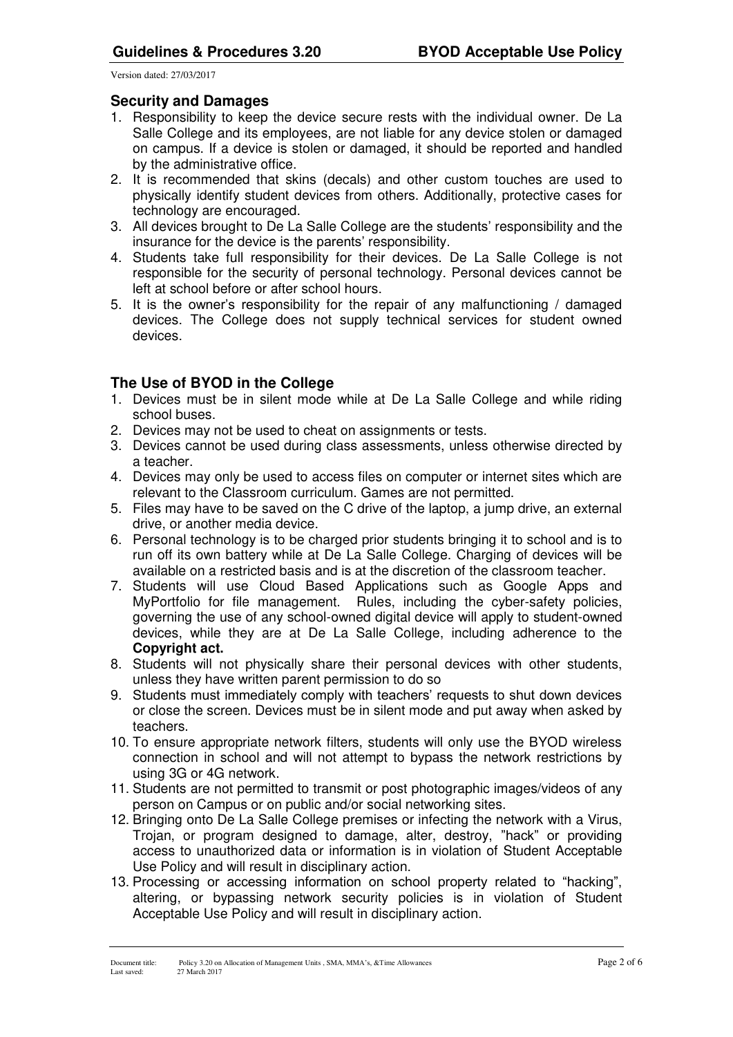## Security and Damages

1. Responsibility to keep the device secure rests with the individual owner. De La Salle College and its employees, are not liable for any device stolen or damaged on campus. If a device is stolen or damaged, it should be reported and handled by the administrative office.
2. It is recommended that skins (decals) and other custom touches are used to physically identify student devices from others. Additionally, protective cases for technology are encouraged.
3. All devices brought to De La Salle College are the students' responsibility and the insurance for the device is the parents' responsibility.
4. Students take full responsibility for their devices. De La Salle College is not responsible for the security of personal technology. Personal devices cannot be left at school before or after school hours.
5. It is the owner's responsibility for the repair of any malfunctioning / damaged devices. The College does not supply technical services for student owned devices.

## The Use of BYOD in the College

1. Devices must be in silent mode while at De La Salle College and while riding school buses.
2. Devices may not be used to cheat on assignments or tests.
3. Devices cannot be used during class assessments, unless otherwise directed by a teacher.
4. Devices may only be used to access files on computer or internet sites which are relevant to the Classroom curriculum. Games are not permitted.
5. Files may have to be saved on the C drive of the laptop, a jump drive, an external drive, or another media device.
6. Personal technology is to be charged prior students bringing it to school and is to run off its own battery while at De La Salle College. Charging of devices will be available on a restricted basis and is at the discretion of the classroom teacher.
7. Students will use Cloud Based Applications such as Google Apps and MyPortfolio for file management. Rules, including the cyber-safety policies, governing the use of any school-owned digital device will apply to student-owned devices, while they are at De La Salle College, including adherence to the **Copyright act.**
8. Students will not physically share their personal devices with other students, unless they have written parent permission to do so
9. Students must immediately comply with teachers' requests to shut down devices or close the screen. Devices must be in silent mode and put away when asked by teachers.
10. To ensure appropriate network filters, students will only use the BYOD wireless connection in school and will not attempt to bypass the network restrictions by using 3G or 4G network.
11. Students are not permitted to transmit or post photographic images/videos of any person on Campus or on public and/or social networking sites.
12. Bringing onto De La Salle College premises or infecting the network with a Virus, Trojan, or program designed to damage, alter, destroy, "hack" or providing access to unauthorized data or information is in violation of Student Acceptable Use Policy and will result in disciplinary action.
13. Processing or accessing information on school property related to "hacking", altering, or bypassing network security policies is in violation of Student Acceptable Use Policy and will result in disciplinary action.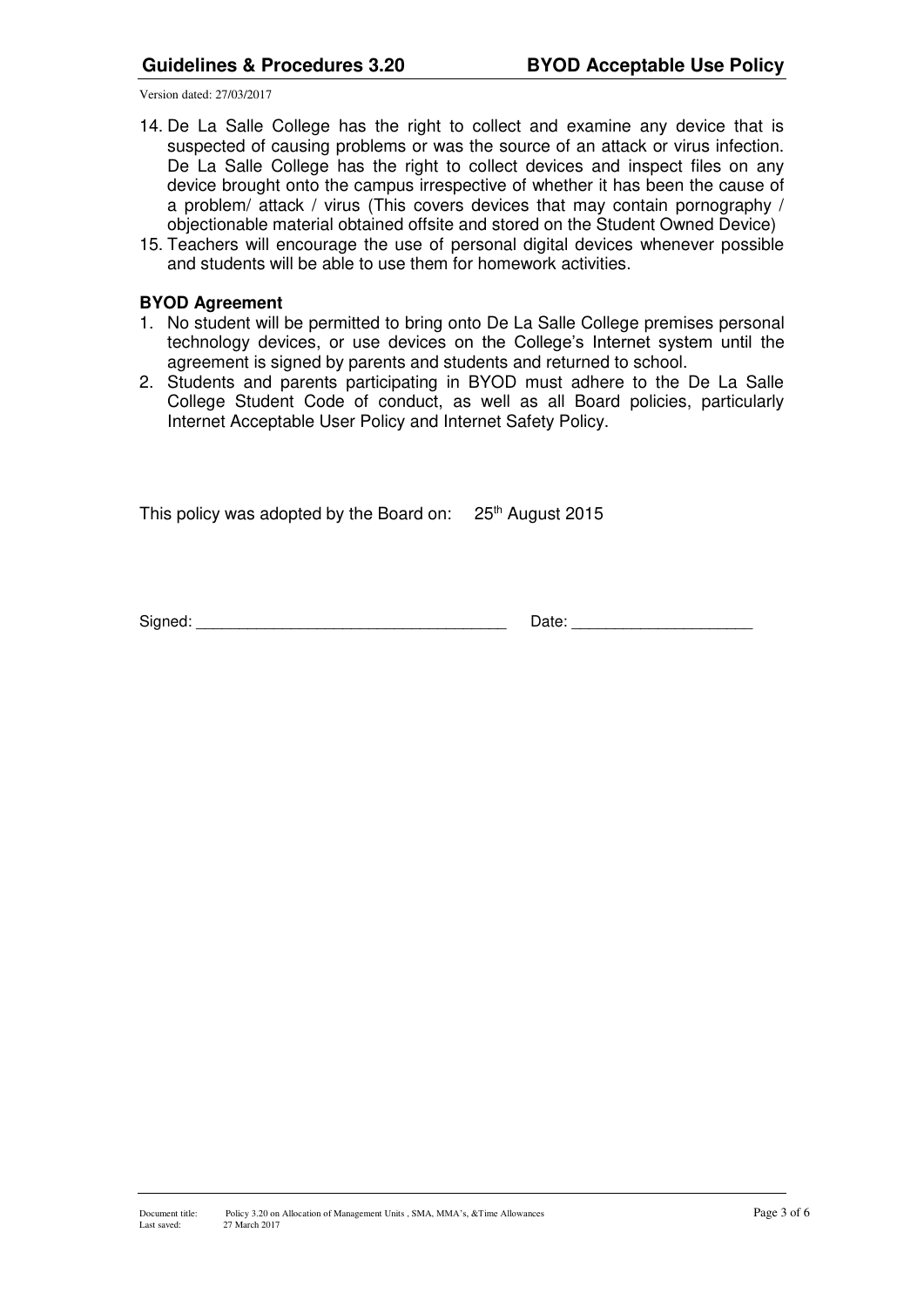Version dated: 27/03/2017

14. De La Salle College has the right to collect and examine any device that is suspected of causing problems or was the source of an attack or virus infection. De La Salle College has the right to collect devices and inspect files on any device brought onto the campus irrespective of whether it has been the cause of a problem/ attack / virus (This covers devices that may contain pornography / objectionable material obtained offsite and stored on the Student Owned Device)
15. Teachers will encourage the use of personal digital devices whenever possible and students will be able to use them for homework activities.

**BYOD Agreement**

1. No student will be permitted to bring onto De La Salle College premises personal technology devices, or use devices on the College's Internet system until the agreement is signed by parents and students and returned to school.
2. Students and parents participating in BYOD must adhere to the De La Salle College Student Code of conduct, as well as all Board policies, particularly Internet Acceptable User Policy and Internet Safety Policy.

This policy was adopted by the Board on: 25th August 2015

Signed: ___________________________________ Date: ____________________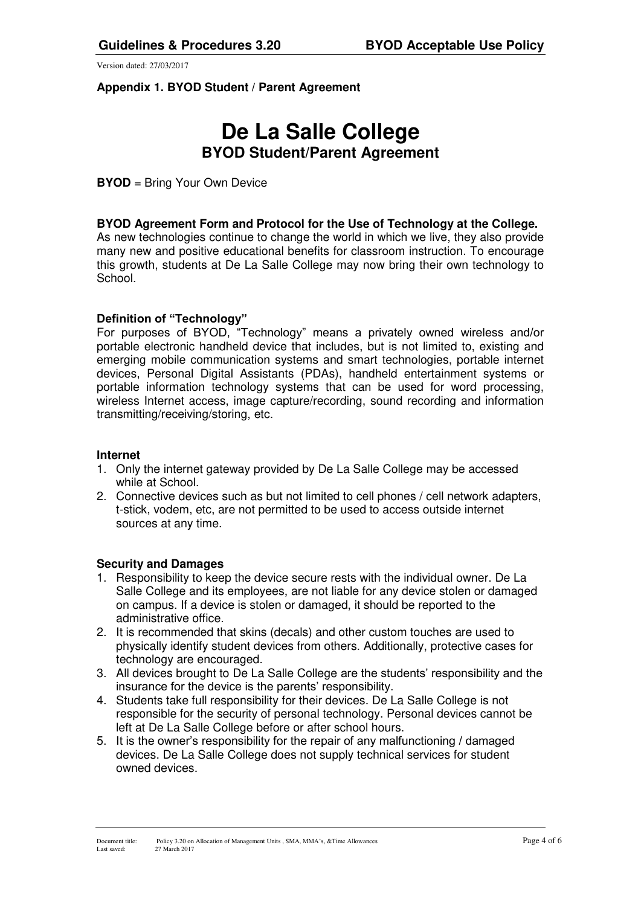Version dated: 27/03/2017

**Appendix 1. BYOD Student / Parent Agreement**

# De La Salle College

## BYOD Student/Parent Agreement

**BYOD** = Bring Your Own Device

**BYOD Agreement Form and Protocol for the Use of Technology at the College.**
As new technologies continue to change the world in which we live, they also provide many new and positive educational benefits for classroom instruction. To encourage this growth, students at De La Salle College may now bring their own technology to School.

### Definition of "Technology"

For purposes of BYOD, "Technology" means a privately owned wireless and/or portable electronic handheld device that includes, but is not limited to, existing and emerging mobile communication systems and smart technologies, portable internet devices, Personal Digital Assistants (PDAs), handheld entertainment systems or portable information technology systems that can be used for word processing, wireless Internet access, image capture/recording, sound recording and information transmitting/receiving/storing, etc.

### Internet

1. Only the internet gateway provided by De La Salle College may be accessed while at School.
2. Connective devices such as but not limited to cell phones / cell network adapters, t-stick, vodem, etc, are not permitted to be used to access outside internet sources at any time.

### Security and Damages

1. Responsibility to keep the device secure rests with the individual owner. De La Salle College and its employees, are not liable for any device stolen or damaged on campus. If a device is stolen or damaged, it should be reported to the administrative office.
2. It is recommended that skins (decals) and other custom touches are used to physically identify student devices from others. Additionally, protective cases for technology are encouraged.
3. All devices brought to De La Salle College are the students' responsibility and the insurance for the device is the parents' responsibility.
4. Students take full responsibility for their devices. De La Salle College is not responsible for the security of personal technology. Personal devices cannot be left at De La Salle College before or after school hours.
5. It is the owner's responsibility for the repair of any malfunctioning / damaged devices. De La Salle College does not supply technical services for student owned devices.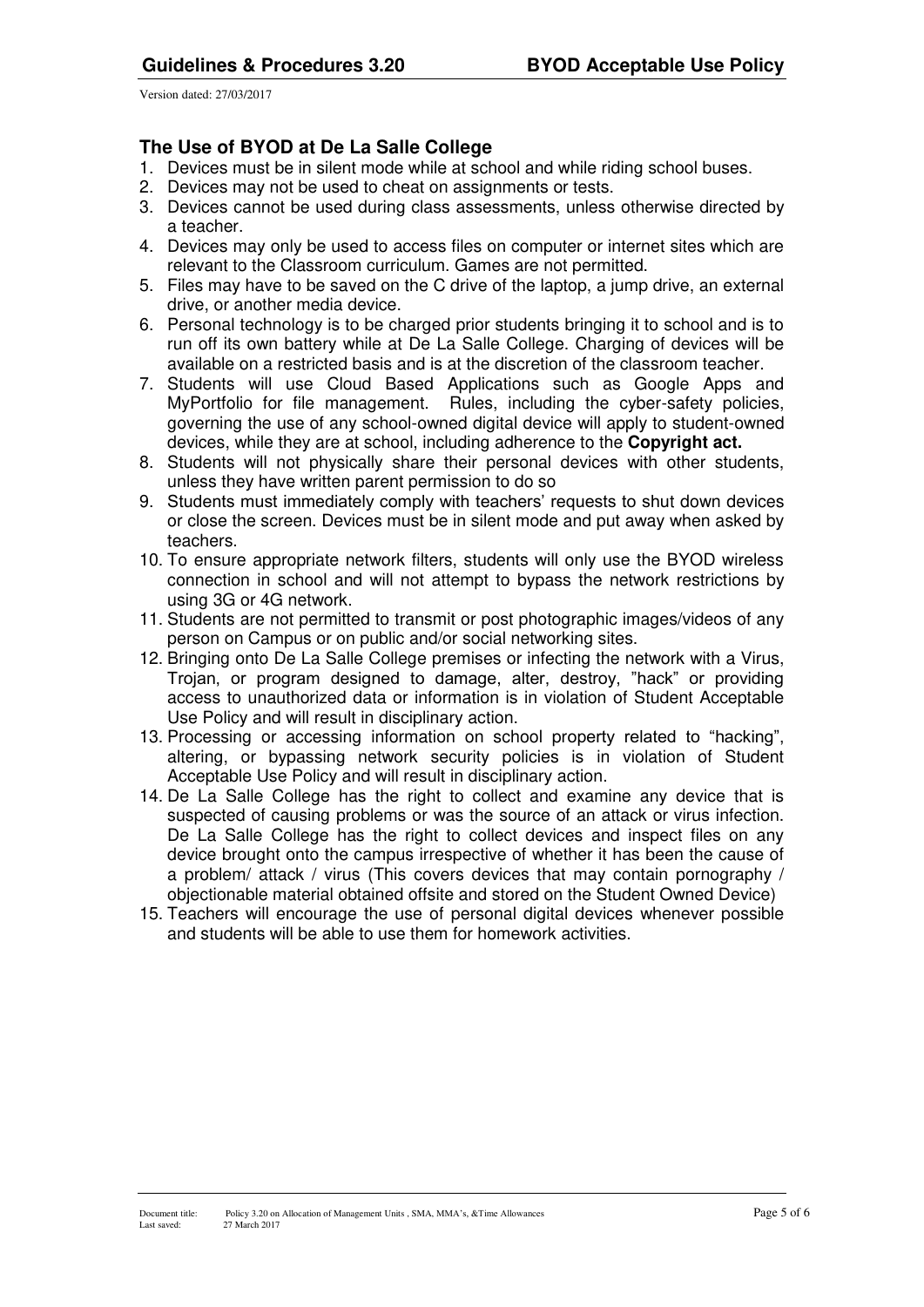## The Use of BYOD at De La Salle College

1. Devices must be in silent mode while at school and while riding school buses.
2. Devices may not be used to cheat on assignments or tests.
3. Devices cannot be used during class assessments, unless otherwise directed by a teacher.
4. Devices may only be used to access files on computer or internet sites which are relevant to the Classroom curriculum. Games are not permitted.
5. Files may have to be saved on the C drive of the laptop, a jump drive, an external drive, or another media device.
6. Personal technology is to be charged prior students bringing it to school and is to run off its own battery while at De La Salle College. Charging of devices will be available on a restricted basis and is at the discretion of the classroom teacher.
7. Students will use Cloud Based Applications such as Google Apps and MyPortfolio for file management. Rules, including the cyber-safety policies, governing the use of any school-owned digital device will apply to student-owned devices, while they are at school, including adherence to the **Copyright act.**
8. Students will not physically share their personal devices with other students, unless they have written parent permission to do so
9. Students must immediately comply with teachers' requests to shut down devices or close the screen. Devices must be in silent mode and put away when asked by teachers.
10. To ensure appropriate network filters, students will only use the BYOD wireless connection in school and will not attempt to bypass the network restrictions by using 3G or 4G network.
11. Students are not permitted to transmit or post photographic images/videos of any person on Campus or on public and/or social networking sites.
12. Bringing onto De La Salle College premises or infecting the network with a Virus, Trojan, or program designed to damage, alter, destroy, "hack" or providing access to unauthorized data or information is in violation of Student Acceptable Use Policy and will result in disciplinary action.
13. Processing or accessing information on school property related to "hacking", altering, or bypassing network security policies is in violation of Student Acceptable Use Policy and will result in disciplinary action.
14. De La Salle College has the right to collect and examine any device that is suspected of causing problems or was the source of an attack or virus infection. De La Salle College has the right to collect devices and inspect files on any device brought onto the campus irrespective of whether it has been the cause of a problem/ attack / virus (This covers devices that may contain pornography / objectionable material obtained offsite and stored on the Student Owned Device)
15. Teachers will encourage the use of personal digital devices whenever possible and students will be able to use them for homework activities.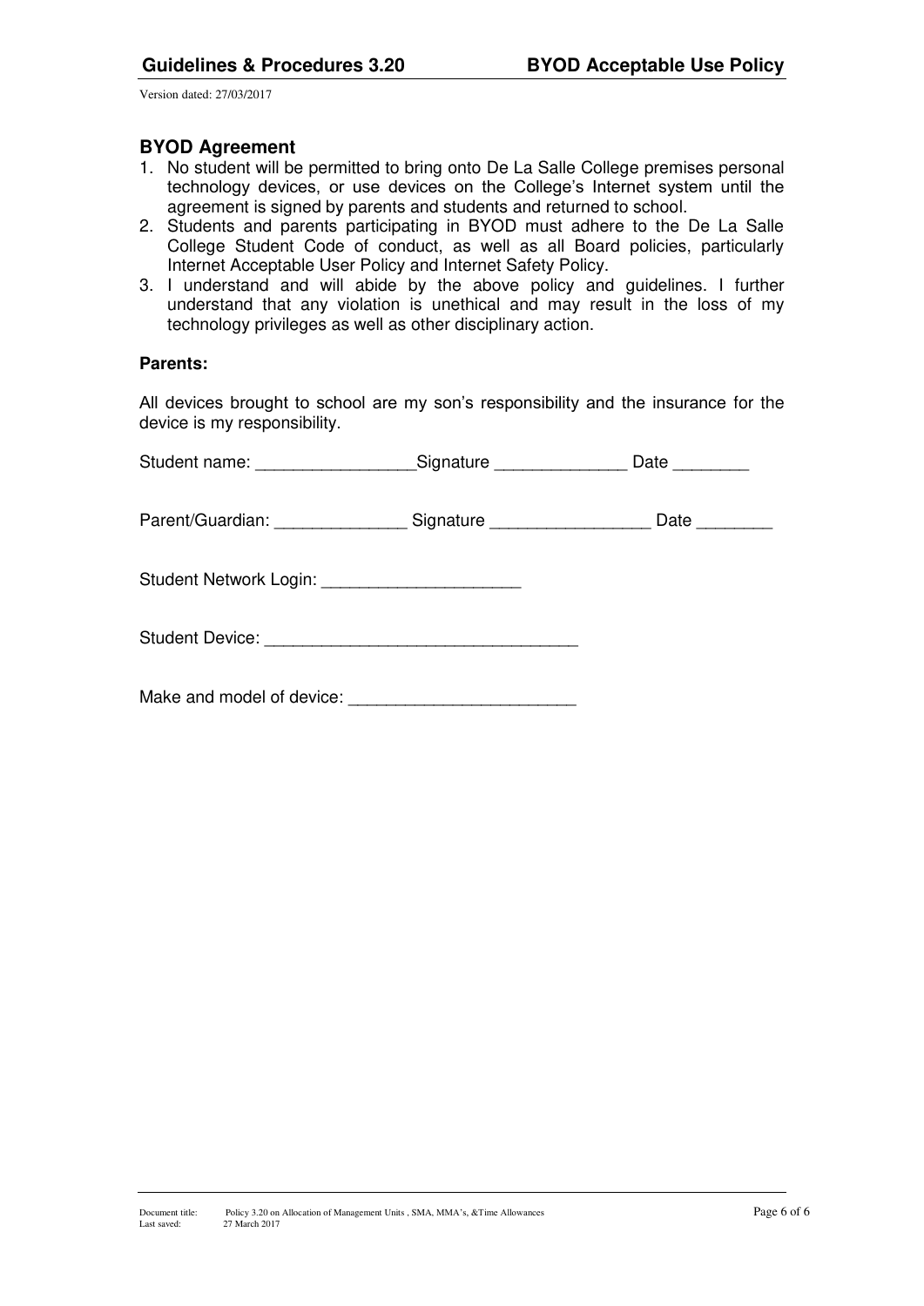## BYOD Agreement

1. No student will be permitted to bring onto De La Salle College premises personal technology devices, or use devices on the College's Internet system until the agreement is signed by parents and students and returned to school.
2. Students and parents participating in BYOD must adhere to the De La Salle College Student Code of conduct, as well as all Board policies, particularly Internet Acceptable User Policy and Internet Safety Policy.
3. I understand and will abide by the above policy and guidelines. I further understand that any violation is unethical and may result in the loss of my technology privileges as well as other disciplinary action.

**Parents:**

All devices brought to school are my son's responsibility and the insurance for the device is my responsibility.

Student name: _________________Signature ______________ Date ________

Parent/Guardian: ______________ Signature _________________ Date ________

Student Network Login: _____________________

Student Device: _________________________________

Make and model of device: ________________________